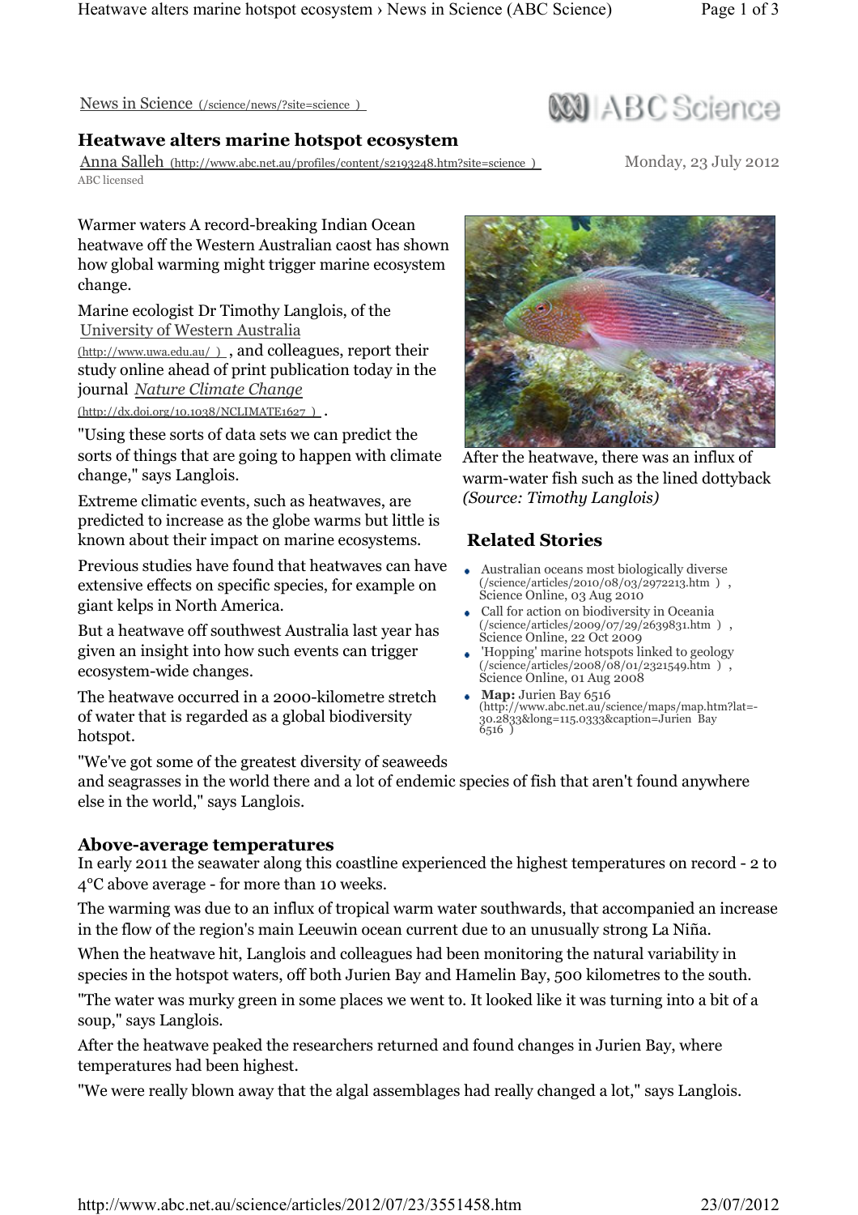[News in Science](/science/news/?site=science)

ABC Science

# Heatwave alters marine hotspot ecosystem

[Anna Salleh](http://www.abc.net.au/profiles/content/s2193248.htm?site=science)

ABC licensed

Monday, 23 July 2012

Warmer waters A record-breaking Indian Ocean heatwave off the Western Australian caost has shown how global warming might trigger marine ecosystem change.

Marine ecologist Dr Timothy Langlois, of the [University of Western Australia](http://www.uwa.edu.au/), and colleagues, report their study online ahead of print publication today in the journal [*Nature Climate Change*](http://dx.doi.org/10.1038/NCLIMATE1627).

"Using these sorts of data sets we can predict the sorts of things that are going to happen with climate change," says Langlois.

Extreme climatic events, such as heatwaves, are predicted to increase as the globe warms but little is known about their impact on marine ecosystems.

Previous studies have found that heatwaves can have extensive effects on specific species, for example on giant kelps in North America.

But a heatwave off southwest Australia last year has given an insight into how such events can trigger ecosystem-wide changes.

The heatwave occurred in a 2000-kilometre stretch of water that is regarded as a global biodiversity hotspot.

"We've got some of the greatest diversity of seaweeds and seagrasses in the world there and a lot of endemic species of fish that aren't found anywhere else in the world," says Langlois.

After the heatwave, there was an influx of warm-water fish such as the lined dottyback *(Source: Timothy Langlois)*

## Related Stories

- Australian oceans most biologically diverse (/science/articles/2010/08/03/2972213.htm), Science Online, 03 Aug 2010
- Call for action on biodiversity in Oceania (/science/articles/2009/07/29/2639831.htm), Science Online, 22 Oct 2009
- 'Hopping' marine hotspots linked to geology (/science/articles/2008/08/01/2321549.htm), Science Online, 01 Aug 2008
- **Map:** Jurien Bay 6516 (http://www.abc.net.au/science/maps/map.htm?lat=-30.2833&long=115.0333&caption=Jurien Bay 6516)

## Above-average temperatures

In early 2011 the seawater along this coastline experienced the highest temperatures on record - 2 to 4°C above average - for more than 10 weeks.

The warming was due to an influx of tropical warm water southwards, that accompanied an increase in the flow of the region's main Leeuwin ocean current due to an unusually strong La Niña.

When the heatwave hit, Langlois and colleagues had been monitoring the natural variability in species in the hotspot waters, off both Jurien Bay and Hamelin Bay, 500 kilometres to the south.

"The water was murky green in some places we went to. It looked like it was turning into a bit of a soup," says Langlois.

After the heatwave peaked the researchers returned and found changes in Jurien Bay, where temperatures had been highest.

"We were really blown away that the algal assemblages had really changed a lot," says Langlois.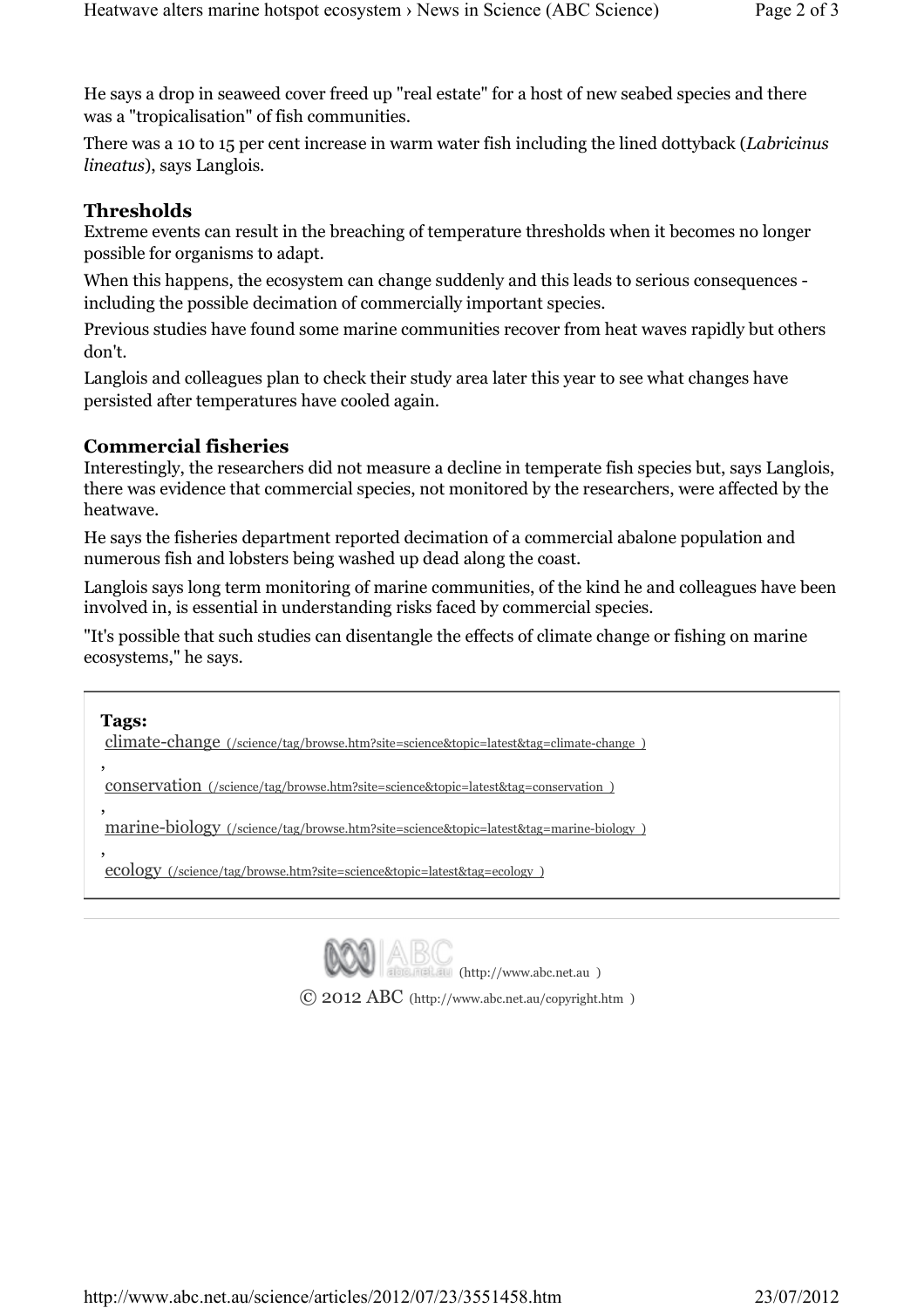He says a drop in seaweed cover freed up "real estate" for a host of new seabed species and there was a "tropicalisation" of fish communities.

There was a 10 to 15 per cent increase in warm water fish including the lined dottyback (*Labricinus lineatus*), says Langlois.

## Thresholds

Extreme events can result in the breaching of temperature thresholds when it becomes no longer possible for organisms to adapt.

When this happens, the ecosystem can change suddenly and this leads to serious consequences - including the possible decimation of commercially important species.

Previous studies have found some marine communities recover from heat waves rapidly but others don't.

Langlois and colleagues plan to check their study area later this year to see what changes have persisted after temperatures have cooled again.

## Commercial fisheries

Interestingly, the researchers did not measure a decline in temperate fish species but, says Langlois, there was evidence that commercial species, not monitored by the researchers, were affected by the heatwave.

He says the fisheries department reported decimation of a commercial abalone population and numerous fish and lobsters being washed up dead along the coast.

Langlois says long term monitoring of marine communities, of the kind he and colleagues have been involved in, is essential in understanding risks faced by commercial species.

"It's possible that such studies can disentangle the effects of climate change or fishing on marine ecosystems," he says.

**Tags:**
climate-change (/science/tag/browse.htm?site=science&topic=latest&tag=climate-change )
,
conservation (/science/tag/browse.htm?site=science&topic=latest&tag=conservation )
,
marine-biology (/science/tag/browse.htm?site=science&topic=latest&tag=marine-biology )
,
ecology (/science/tag/browse.htm?site=science&topic=latest&tag=ecology )

ABC abc.net.au (http://www.abc.net.au )

© 2012 ABC (http://www.abc.net.au/copyright.htm )